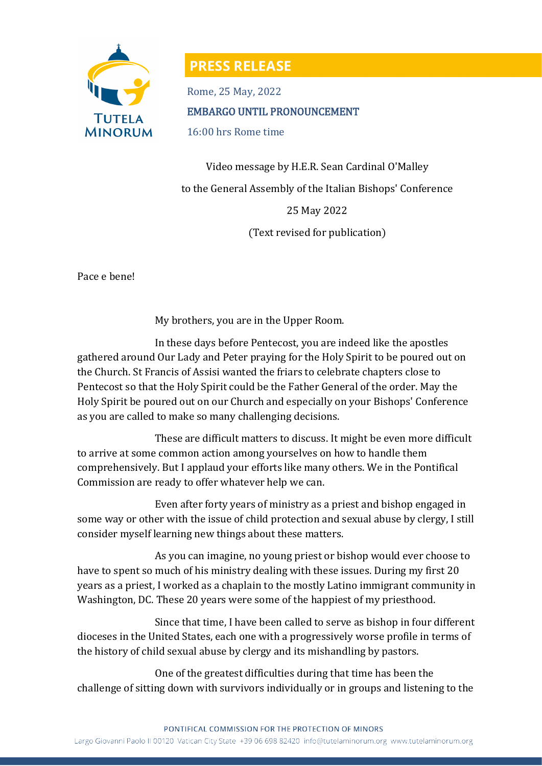# PRESS RELEASE

Rome, 25 May, 2022

EMBARGO UNTIL PRONOUNCEMENT

16:00 hrs Rome time

Video message by H.E.R. Sean Cardinal O'Malley

to the General Assembly of the Italian Bishops' Conference

25 May 2022

(Text revised for publication)

Pace e bene!

My brothers, you are in the Upper Room.

In these days before Pentecost, you are indeed like the apostles gathered around Our Lady and Peter praying for the Holy Spirit to be poured out on the Church. St Francis of Assisi wanted the friars to celebrate chapters close to Pentecost so that the Holy Spirit could be the Father General of the order. May the Holy Spirit be poured out on our Church and especially on your Bishops' Conference as you are called to make so many challenging decisions.

These are difficult matters to discuss. It might be even more difficult to arrive at some common action among yourselves on how to handle them comprehensively. But I applaud your efforts like many others. We in the Pontifical Commission are ready to offer whatever help we can.

Even after forty years of ministry as a priest and bishop engaged in some way or other with the issue of child protection and sexual abuse by clergy, I still consider myself learning new things about these matters.

As you can imagine, no young priest or bishop would ever choose to have to spent so much of his ministry dealing with these issues. During my first 20 years as a priest, I worked as a chaplain to the mostly Latino immigrant community in Washington, DC. These 20 years were some of the happiest of my priesthood.

Since that time, I have been called to serve as bishop in four different dioceses in the United States, each one with a progressively worse profile in terms of the history of child sexual abuse by clergy and its mishandling by pastors.

One of the greatest difficulties during that time has been the challenge of sitting down with survivors individually or in groups and listening to the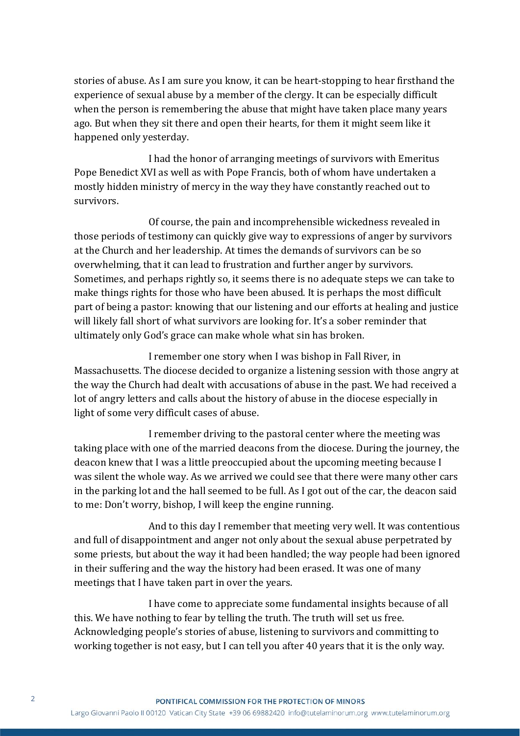stories of abuse. As I am sure you know, it can be heart-stopping to hear firsthand the experience of sexual abuse by a member of the clergy. It can be especially difficult when the person is remembering the abuse that might have taken place many years ago. But when they sit there and open their hearts, for them it might seem like it happened only yesterday.

I had the honor of arranging meetings of survivors with Emeritus Pope Benedict XVI as well as with Pope Francis, both of whom have undertaken a mostly hidden ministry of mercy in the way they have constantly reached out to survivors.

Of course, the pain and incomprehensible wickedness revealed in those periods of testimony can quickly give way to expressions of anger by survivors at the Church and her leadership. At times the demands of survivors can be so overwhelming, that it can lead to frustration and further anger by survivors. Sometimes, and perhaps rightly so, it seems there is no adequate steps we can take to make things rights for those who have been abused. It is perhaps the most difficult part of being a pastor: knowing that our listening and our efforts at healing and justice will likely fall short of what survivors are looking for. It's a sober reminder that ultimately only God's grace can make whole what sin has broken.

I remember one story when I was bishop in Fall River, in Massachusetts. The diocese decided to organize a listening session with those angry at the way the Church had dealt with accusations of abuse in the past. We had received a lot of angry letters and calls about the history of abuse in the diocese especially in light of some very difficult cases of abuse.

I remember driving to the pastoral center where the meeting was taking place with one of the married deacons from the diocese. During the journey, the deacon knew that I was a little preoccupied about the upcoming meeting because I was silent the whole way. As we arrived we could see that there were many other cars in the parking lot and the hall seemed to be full. As I got out of the car, the deacon said to me: Don't worry, bishop, I will keep the engine running.

And to this day I remember that meeting very well. It was contentious and full of disappointment and anger not only about the sexual abuse perpetrated by some priests, but about the way it had been handled; the way people had been ignored in their suffering and the way the history had been erased. It was one of many meetings that I have taken part in over the years.

I have come to appreciate some fundamental insights because of all this. We have nothing to fear by telling the truth. The truth will set us free. Acknowledging people's stories of abuse, listening to survivors and committing to working together is not easy, but I can tell you after 40 years that it is the only way.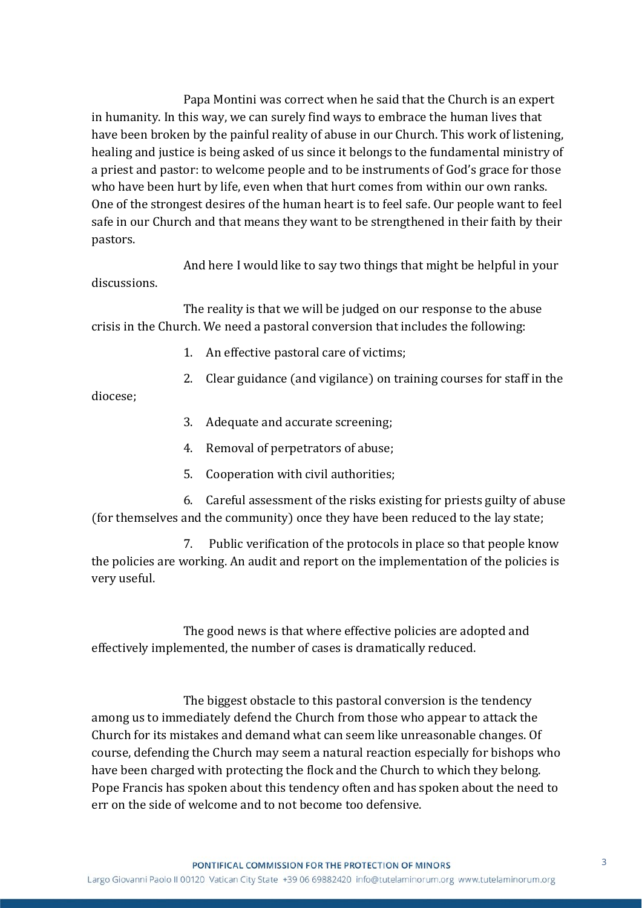Papa Montini was correct when he said that the Church is an expert in humanity. In this way, we can surely find ways to embrace the human lives that have been broken by the painful reality of abuse in our Church. This work of listening, healing and justice is being asked of us since it belongs to the fundamental ministry of a priest and pastor: to welcome people and to be instruments of God's grace for those who have been hurt by life, even when that hurt comes from within our own ranks. One of the strongest desires of the human heart is to feel safe. Our people want to feel safe in our Church and that means they want to be strengthened in their faith by their pastors.

And here I would like to say two things that might be helpful in your discussions.

The reality is that we will be judged on our response to the abuse crisis in the Church. We need a pastoral conversion that includes the following:

1. An effective pastoral care of victims;
2. Clear guidance (and vigilance) on training courses for staff in the diocese;
3. Adequate and accurate screening;
4. Removal of perpetrators of abuse;
5. Cooperation with civil authorities;
6. Careful assessment of the risks existing for priests guilty of abuse (for themselves and the community) once they have been reduced to the lay state;
7. Public verification of the protocols in place so that people know the policies are working. An audit and report on the implementation of the policies is very useful.

The good news is that where effective policies are adopted and effectively implemented, the number of cases is dramatically reduced.

The biggest obstacle to this pastoral conversion is the tendency among us to immediately defend the Church from those who appear to attack the Church for its mistakes and demand what can seem like unreasonable changes. Of course, defending the Church may seem a natural reaction especially for bishops who have been charged with protecting the flock and the Church to which they belong. Pope Francis has spoken about this tendency often and has spoken about the need to err on the side of welcome and to not become too defensive.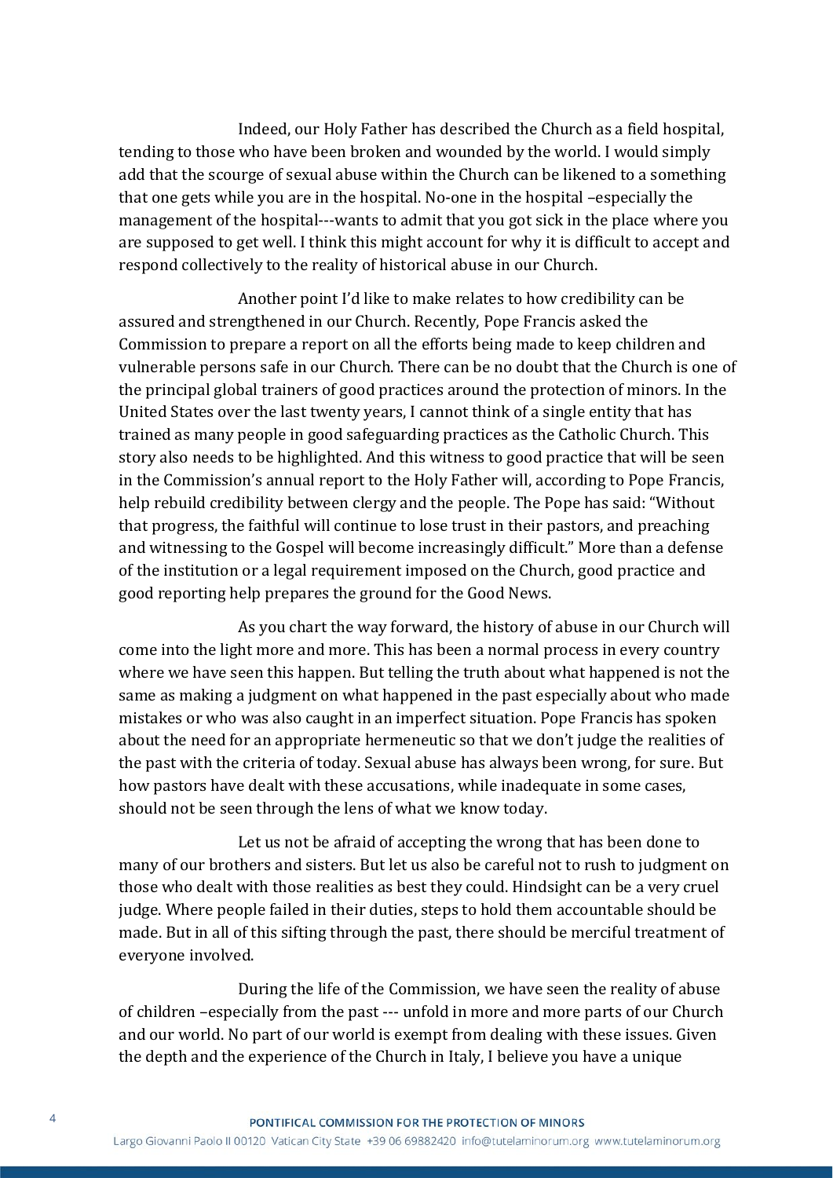Indeed, our Holy Father has described the Church as a field hospital, tending to those who have been broken and wounded by the world. I would simply add that the scourge of sexual abuse within the Church can be likened to a something that one gets while you are in the hospital. No-one in the hospital –especially the management of the hospital---wants to admit that you got sick in the place where you are supposed to get well. I think this might account for why it is difficult to accept and respond collectively to the reality of historical abuse in our Church.

Another point I'd like to make relates to how credibility can be assured and strengthened in our Church. Recently, Pope Francis asked the Commission to prepare a report on all the efforts being made to keep children and vulnerable persons safe in our Church. There can be no doubt that the Church is one of the principal global trainers of good practices around the protection of minors. In the United States over the last twenty years, I cannot think of a single entity that has trained as many people in good safeguarding practices as the Catholic Church. This story also needs to be highlighted. And this witness to good practice that will be seen in the Commission's annual report to the Holy Father will, according to Pope Francis, help rebuild credibility between clergy and the people. The Pope has said: "Without that progress, the faithful will continue to lose trust in their pastors, and preaching and witnessing to the Gospel will become increasingly difficult." More than a defense of the institution or a legal requirement imposed on the Church, good practice and good reporting help prepares the ground for the Good News.

As you chart the way forward, the history of abuse in our Church will come into the light more and more. This has been a normal process in every country where we have seen this happen. But telling the truth about what happened is not the same as making a judgment on what happened in the past especially about who made mistakes or who was also caught in an imperfect situation. Pope Francis has spoken about the need for an appropriate hermeneutic so that we don't judge the realities of the past with the criteria of today. Sexual abuse has always been wrong, for sure. But how pastors have dealt with these accusations, while inadequate in some cases, should not be seen through the lens of what we know today.

Let us not be afraid of accepting the wrong that has been done to many of our brothers and sisters. But let us also be careful not to rush to judgment on those who dealt with those realities as best they could. Hindsight can be a very cruel judge. Where people failed in their duties, steps to hold them accountable should be made. But in all of this sifting through the past, there should be merciful treatment of everyone involved.

During the life of the Commission, we have seen the reality of abuse of children –especially from the past --- unfold in more and more parts of our Church and our world. No part of our world is exempt from dealing with these issues. Given the depth and the experience of the Church in Italy, I believe you have a unique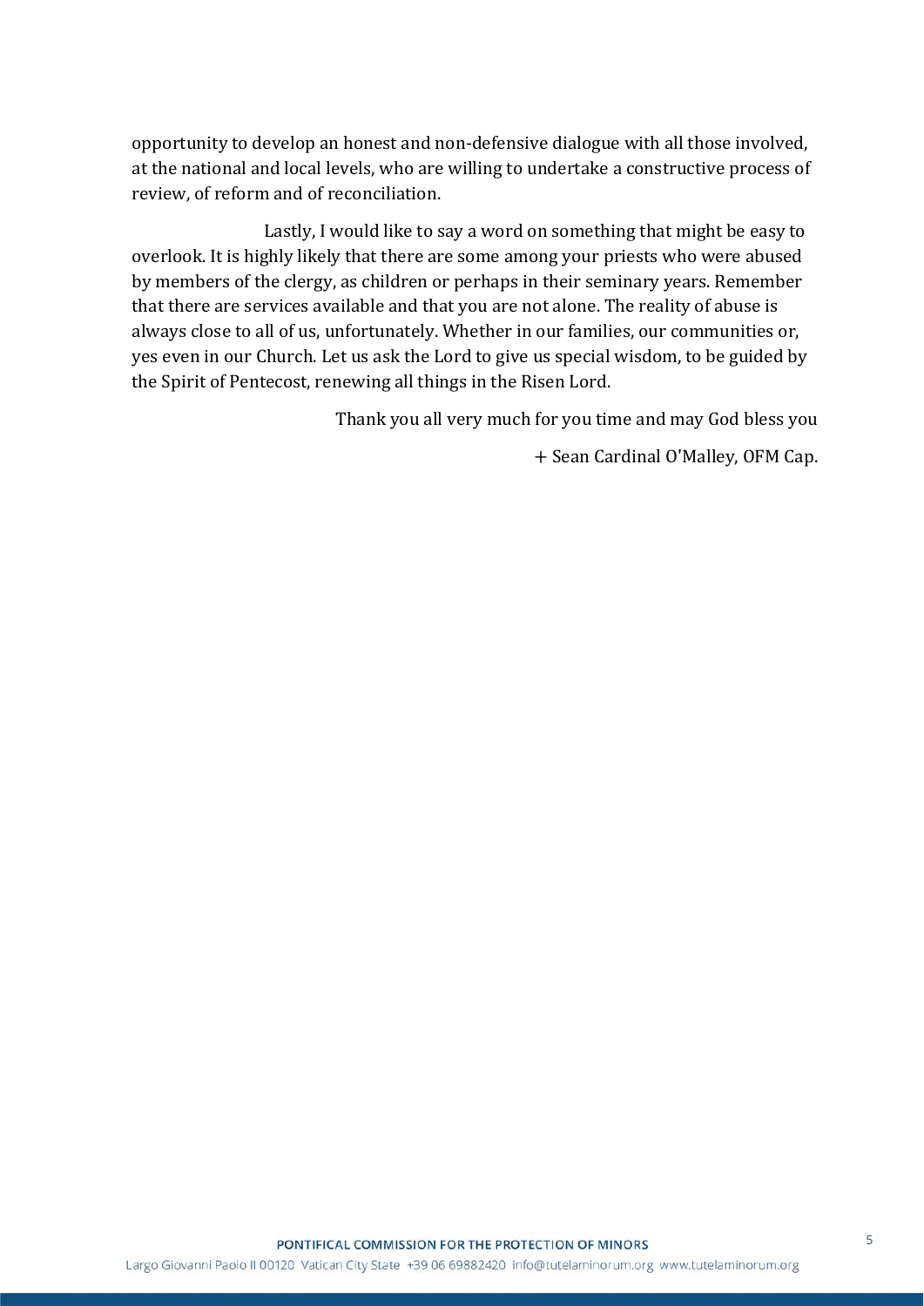opportunity to develop an honest and non-defensive dialogue with all those involved, at the national and local levels, who are willing to undertake a constructive process of review, of reform and of reconciliation.

Lastly, I would like to say a word on something that might be easy to overlook. It is highly likely that there are some among your priests who were abused by members of the clergy, as children or perhaps in their seminary years. Remember that there are services available and that you are not alone. The reality of abuse is always close to all of us, unfortunately. Whether in our families, our communities or, yes even in our Church. Let us ask the Lord to give us special wisdom, to be guided by the Spirit of Pentecost, renewing all things in the Risen Lord.

Thank you all very much for you time and may God bless you

+ Sean Cardinal O'Malley, OFM Cap.